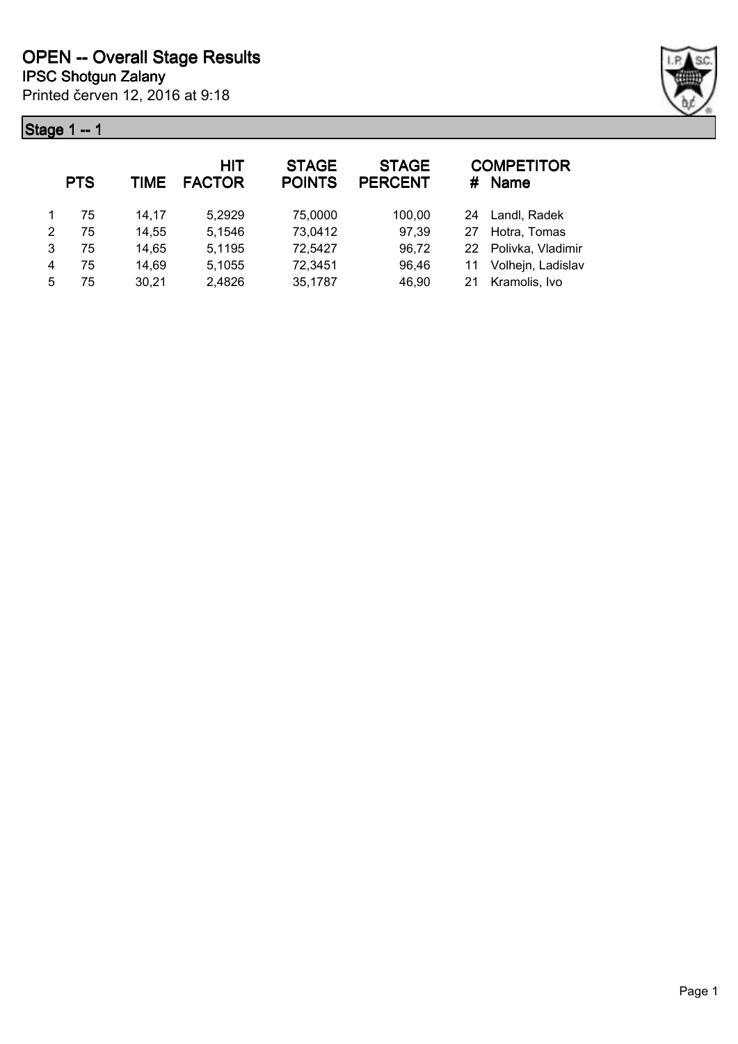# OPEN -- Overall Stage Results

**IPSC Shotgun Zalany**

Printed červen 12, 2016 at 9:18

## Stage 1 -- 1

| | PTS | TIME | HIT FACTOR | STAGE POINTS | STAGE PERCENT | # | COMPETITOR Name |
|---|---|---|---|---|---|---|---|
| 1 | 75 | 14,17 | 5,2929 | 75,0000 | 100,00 | 24 | Landl, Radek |
| 2 | 75 | 14,55 | 5,1546 | 73,0412 | 97,39 | 27 | Hotra, Tomas |
| 3 | 75 | 14,65 | 5,1195 | 72,5427 | 96,72 | 22 | Polivka, Vladimir |
| 4 | 75 | 14,69 | 5,1055 | 72,3451 | 96,46 | 11 | Volhejn, Ladislav |
| 5 | 75 | 30,21 | 2,4826 | 35,1787 | 46,90 | 21 | Kramolis, Ivo |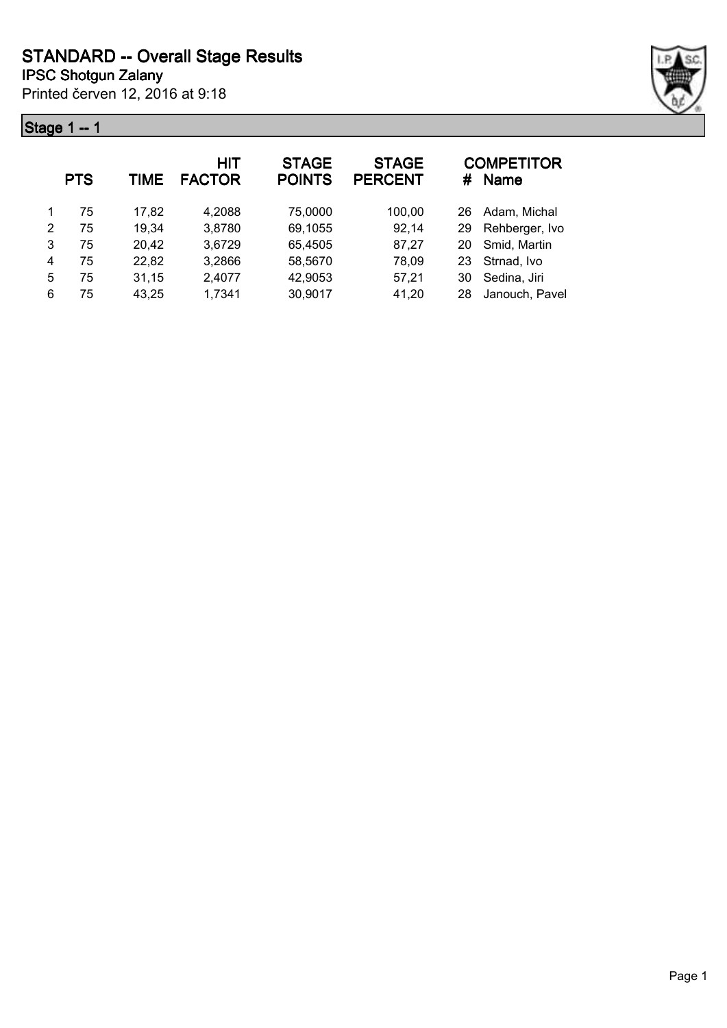# STANDARD -- Overall Stage Results

## IPSC Shotgun Zalany

Printed červen 12, 2016 at 9:18

### Stage 1 -- 1

| | PTS | TIME | HIT FACTOR | STAGE POINTS | STAGE PERCENT | # | COMPETITOR Name |
|---|---|---|---|---|---|---|---|
| 1 | 75 | 17,82 | 4,2088 | 75,0000 | 100,00 | 26 | Adam, Michal |
| 2 | 75 | 19,34 | 3,8780 | 69,1055 | 92,14 | 29 | Rehberger, Ivo |
| 3 | 75 | 20,42 | 3,6729 | 65,4505 | 87,27 | 20 | Smid, Martin |
| 4 | 75 | 22,82 | 3,2866 | 58,5670 | 78,09 | 23 | Strnad, Ivo |
| 5 | 75 | 31,15 | 2,4077 | 42,9053 | 57,21 | 30 | Sedina, Jiri |
| 6 | 75 | 43,25 | 1,7341 | 30,9017 | 41,20 | 28 | Janouch, Pavel |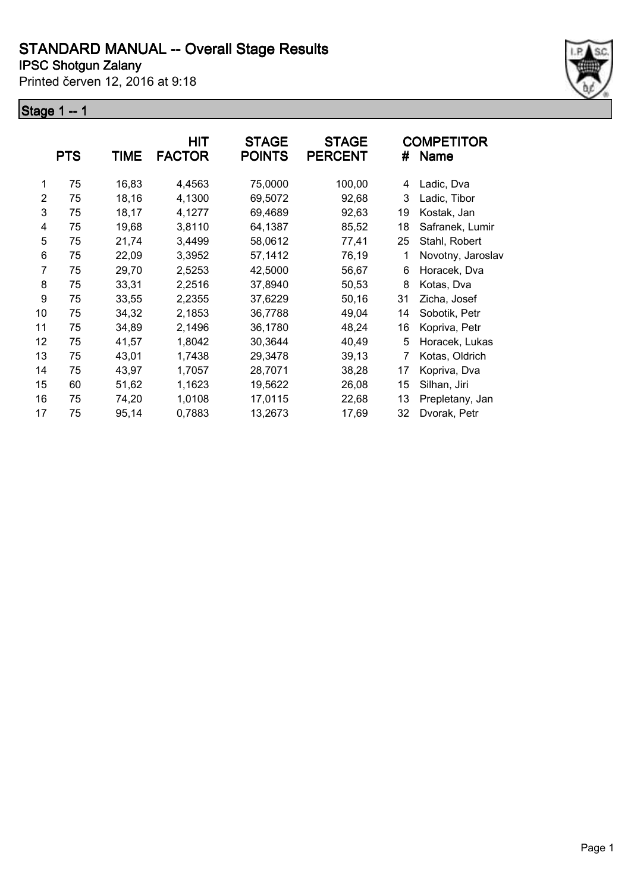# STANDARD MANUAL -- Overall Stage Results

## IPSC Shotgun Zalany

Printed červen 12, 2016 at 9:18

### Stage 1 -- 1

| | PTS | TIME | HIT FACTOR | STAGE POINTS | STAGE PERCENT | # | COMPETITOR Name |
|---|---|---|---|---|---|---|---|
| 1 | 75 | 16,83 | 4,4563 | 75,0000 | 100,00 | 4 | Ladic, Dva |
| 2 | 75 | 18,16 | 4,1300 | 69,5072 | 92,68 | 3 | Ladic, Tibor |
| 3 | 75 | 18,17 | 4,1277 | 69,4689 | 92,63 | 19 | Kostak, Jan |
| 4 | 75 | 19,68 | 3,8110 | 64,1387 | 85,52 | 18 | Safranek, Lumir |
| 5 | 75 | 21,74 | 3,4499 | 58,0612 | 77,41 | 25 | Stahl, Robert |
| 6 | 75 | 22,09 | 3,3952 | 57,1412 | 76,19 | 1 | Novotny, Jaroslav |
| 7 | 75 | 29,70 | 2,5253 | 42,5000 | 56,67 | 6 | Horacek, Dva |
| 8 | 75 | 33,31 | 2,2516 | 37,8940 | 50,53 | 8 | Kotas, Dva |
| 9 | 75 | 33,55 | 2,2355 | 37,6229 | 50,16 | 31 | Zicha, Josef |
| 10 | 75 | 34,32 | 2,1853 | 36,7788 | 49,04 | 14 | Sobotik, Petr |
| 11 | 75 | 34,89 | 2,1496 | 36,1780 | 48,24 | 16 | Kopriva, Petr |
| 12 | 75 | 41,57 | 1,8042 | 30,3644 | 40,49 | 5 | Horacek, Lukas |
| 13 | 75 | 43,01 | 1,7438 | 29,3478 | 39,13 | 7 | Kotas, Oldrich |
| 14 | 75 | 43,97 | 1,7057 | 28,7071 | 38,28 | 17 | Kopriva, Dva |
| 15 | 60 | 51,62 | 1,1623 | 19,5622 | 26,08 | 15 | Silhan, Jiri |
| 16 | 75 | 74,20 | 1,0108 | 17,0115 | 22,68 | 13 | Prepletany, Jan |
| 17 | 75 | 95,14 | 0,7883 | 13,2673 | 17,69 | 32 | Dvorak, Petr |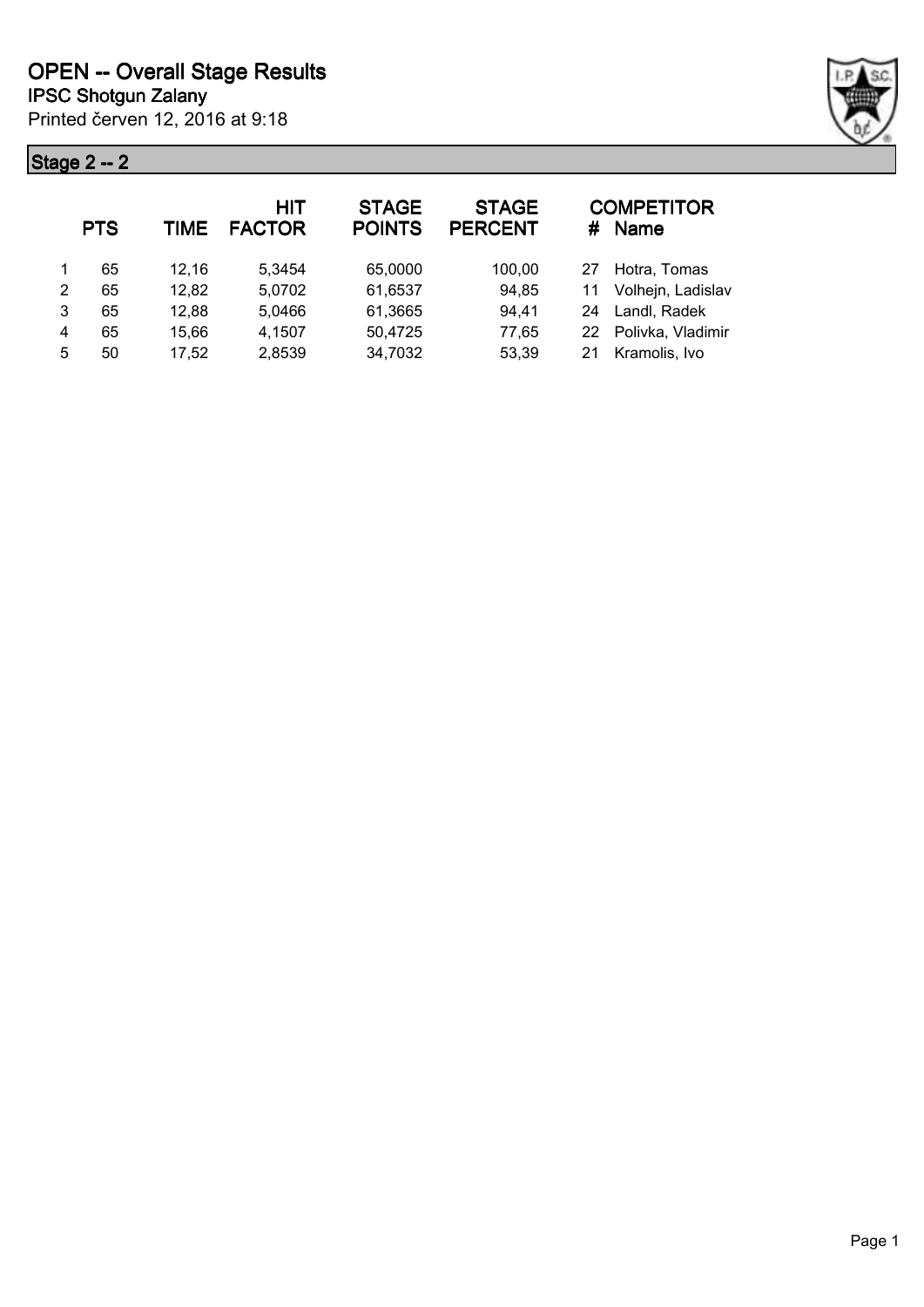# OPEN -- Overall Stage Results

## IPSC Shotgun Zalany

Printed červen 12, 2016 at 9:18

### Stage 2 -- 2

| | PTS | TIME | HIT FACTOR | STAGE POINTS | STAGE PERCENT | # | COMPETITOR Name |
|---|---|---|---|---|---|---|---|
| 1 | 65 | 12,16 | 5,3454 | 65,0000 | 100,00 | 27 | Hotra, Tomas |
| 2 | 65 | 12,82 | 5,0702 | 61,6537 | 94,85 | 11 | Volhejn, Ladislav |
| 3 | 65 | 12,88 | 5,0466 | 61,3665 | 94,41 | 24 | Landl, Radek |
| 4 | 65 | 15,66 | 4,1507 | 50,4725 | 77,65 | 22 | Polivka, Vladimir |
| 5 | 50 | 17,52 | 2,8539 | 34,7032 | 53,39 | 21 | Kramolis, Ivo |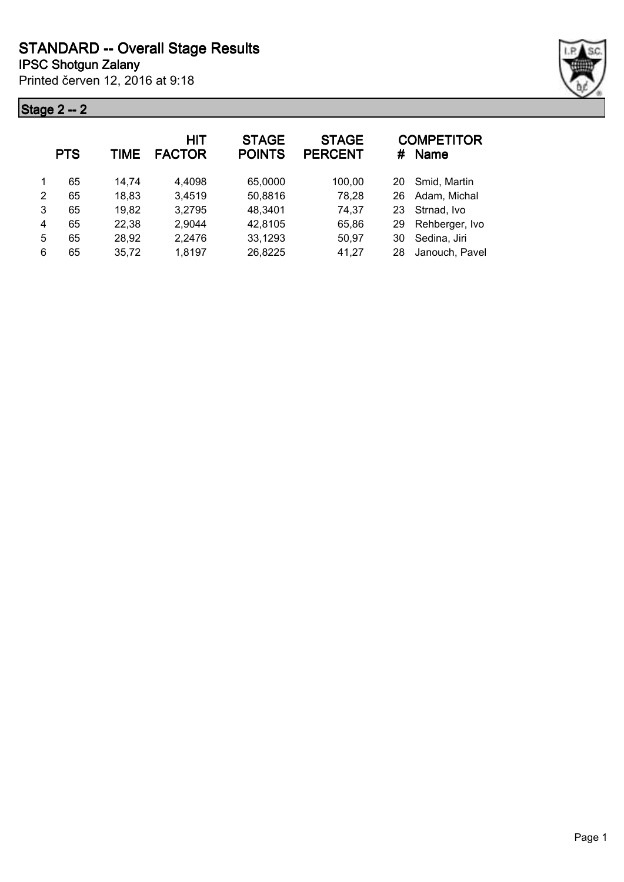# STANDARD -- Overall Stage Results

**IPSC Shotgun Zalany**

Printed červen 12, 2016 at 9:18

## Stage 2 -- 2

| | PTS | TIME | HIT FACTOR | STAGE POINTS | STAGE PERCENT | # | COMPETITOR Name |
|---|---|---|---|---|---|---|---|
| 1 | 65 | 14,74 | 4,4098 | 65,0000 | 100,00 | 20 | Smid, Martin |
| 2 | 65 | 18,83 | 3,4519 | 50,8816 | 78,28 | 26 | Adam, Michal |
| 3 | 65 | 19,82 | 3,2795 | 48,3401 | 74,37 | 23 | Strnad, Ivo |
| 4 | 65 | 22,38 | 2,9044 | 42,8105 | 65,86 | 29 | Rehberger, Ivo |
| 5 | 65 | 28,92 | 2,2476 | 33,1293 | 50,97 | 30 | Sedina, Jiri |
| 6 | 65 | 35,72 | 1,8197 | 26,8225 | 41,27 | 28 | Janouch, Pavel |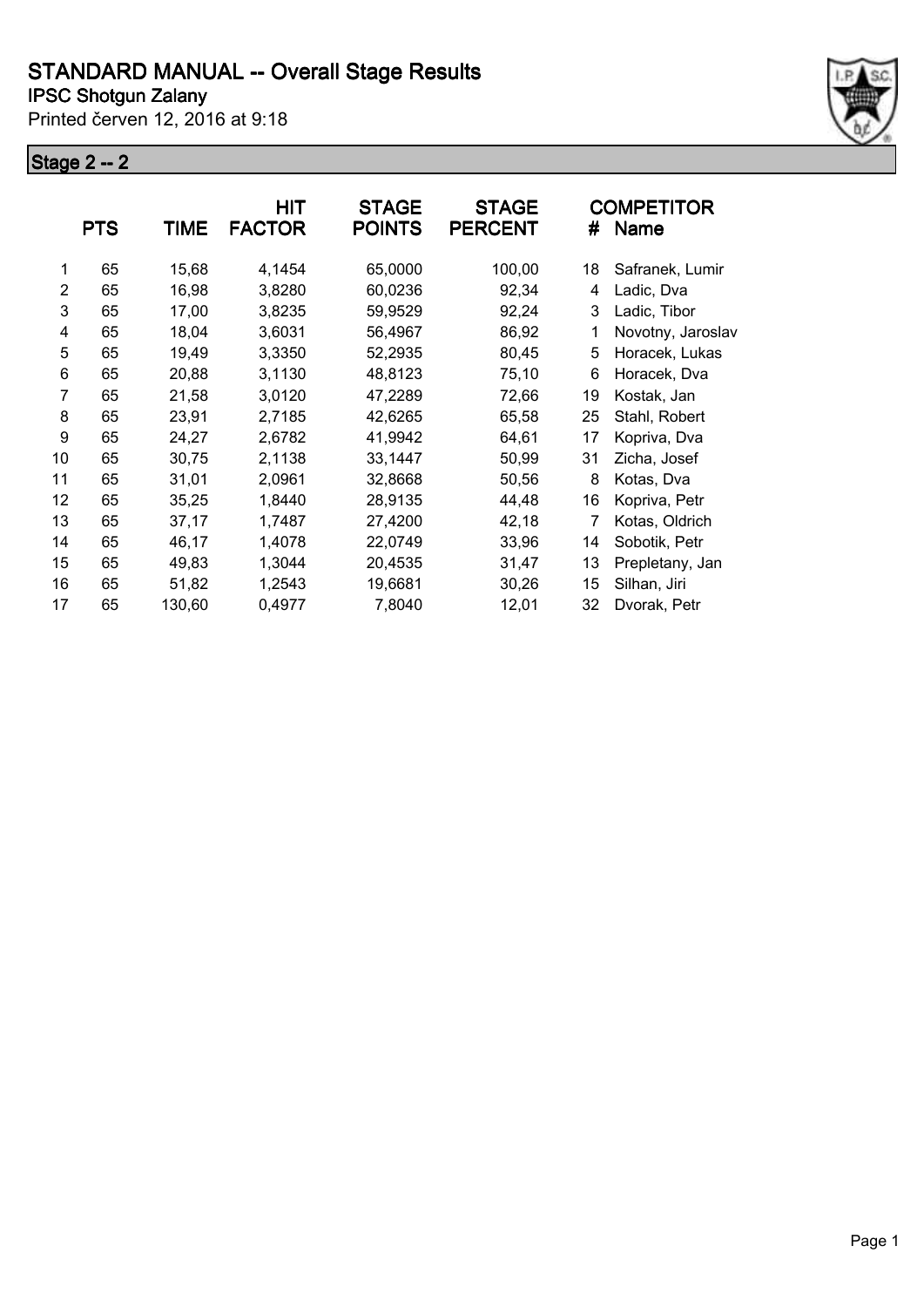# STANDARD MANUAL -- Overall Stage Results

## IPSC Shotgun Zalany

Printed červen 12, 2016 at 9:18

### Stage 2 -- 2

| | PTS | TIME | HIT FACTOR | STAGE POINTS | STAGE PERCENT | # | COMPETITOR Name |
|---|---|---|---|---|---|---|---|
| 1 | 65 | 15,68 | 4,1454 | 65,0000 | 100,00 | 18 | Safranek, Lumir |
| 2 | 65 | 16,98 | 3,8280 | 60,0236 | 92,34 | 4 | Ladic, Dva |
| 3 | 65 | 17,00 | 3,8235 | 59,9529 | 92,24 | 3 | Ladic, Tibor |
| 4 | 65 | 18,04 | 3,6031 | 56,4967 | 86,92 | 1 | Novotny, Jaroslav |
| 5 | 65 | 19,49 | 3,3350 | 52,2935 | 80,45 | 5 | Horacek, Lukas |
| 6 | 65 | 20,88 | 3,1130 | 48,8123 | 75,10 | 6 | Horacek, Dva |
| 7 | 65 | 21,58 | 3,0120 | 47,2289 | 72,66 | 19 | Kostak, Jan |
| 8 | 65 | 23,91 | 2,7185 | 42,6265 | 65,58 | 25 | Stahl, Robert |
| 9 | 65 | 24,27 | 2,6782 | 41,9942 | 64,61 | 17 | Kopriva, Dva |
| 10 | 65 | 30,75 | 2,1138 | 33,1447 | 50,99 | 31 | Zicha, Josef |
| 11 | 65 | 31,01 | 2,0961 | 32,8668 | 50,56 | 8 | Kotas, Dva |
| 12 | 65 | 35,25 | 1,8440 | 28,9135 | 44,48 | 16 | Kopriva, Petr |
| 13 | 65 | 37,17 | 1,7487 | 27,4200 | 42,18 | 7 | Kotas, Oldrich |
| 14 | 65 | 46,17 | 1,4078 | 22,0749 | 33,96 | 14 | Sobotik, Petr |
| 15 | 65 | 49,83 | 1,3044 | 20,4535 | 31,47 | 13 | Prepletany, Jan |
| 16 | 65 | 51,82 | 1,2543 | 19,6681 | 30,26 | 15 | Silhan, Jiri |
| 17 | 65 | 130,60 | 0,4977 | 7,8040 | 12,01 | 32 | Dvorak, Petr |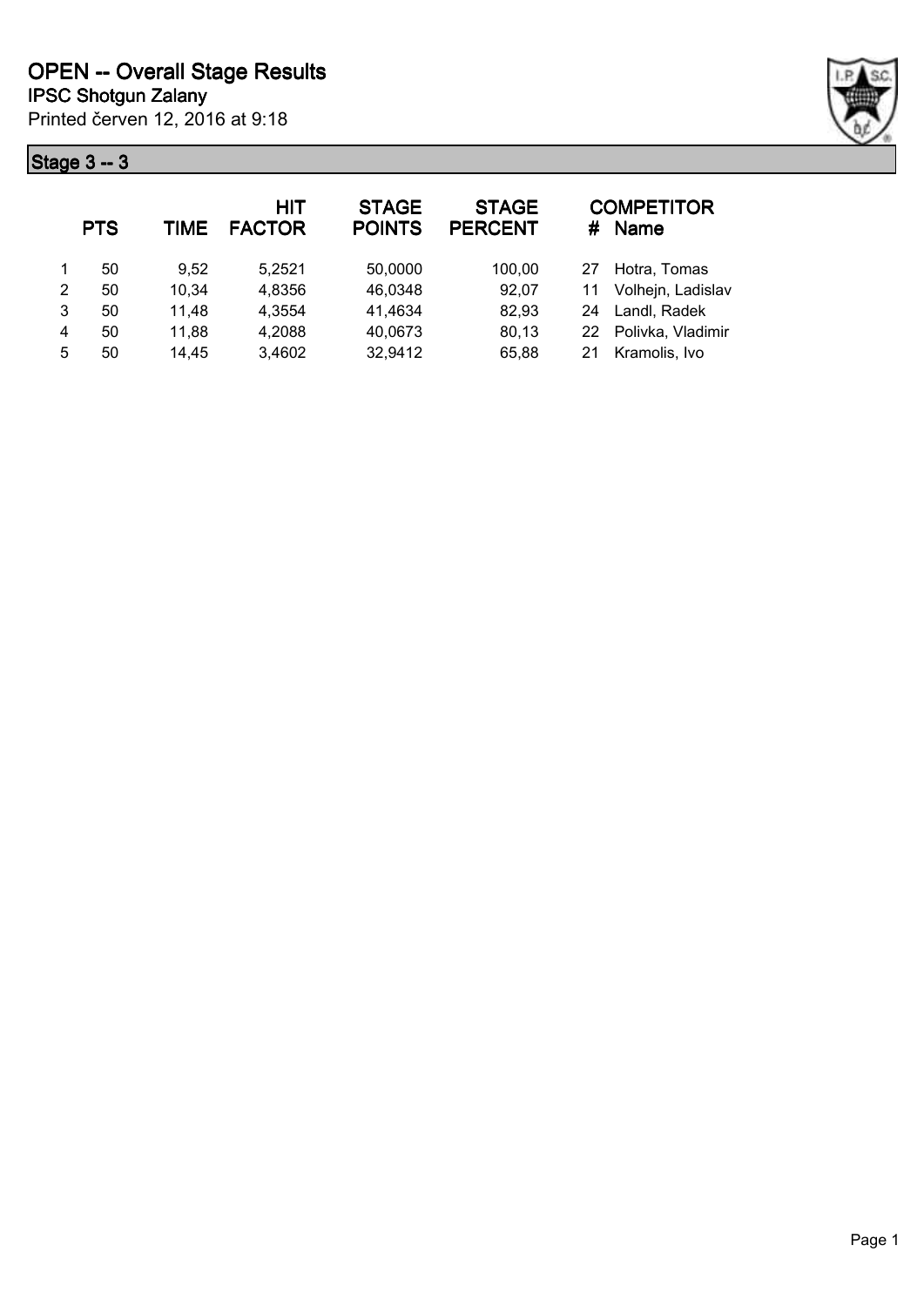# OPEN -- Overall Stage Results

**IPSC Shotgun Zalany**

Printed červen 12, 2016 at 9:18

## Stage 3 -- 3

| | PTS | TIME | HIT FACTOR | STAGE POINTS | STAGE PERCENT | # | COMPETITOR Name |
|---|---|---|---|---|---|---|---|
| 1 | 50 | 9,52 | 5,2521 | 50,0000 | 100,00 | 27 | Hotra, Tomas |
| 2 | 50 | 10,34 | 4,8356 | 46,0348 | 92,07 | 11 | Volhejn, Ladislav |
| 3 | 50 | 11,48 | 4,3554 | 41,4634 | 82,93 | 24 | Landl, Radek |
| 4 | 50 | 11,88 | 4,2088 | 40,0673 | 80,13 | 22 | Polivka, Vladimir |
| 5 | 50 | 14,45 | 3,4602 | 32,9412 | 65,88 | 21 | Kramolis, Ivo |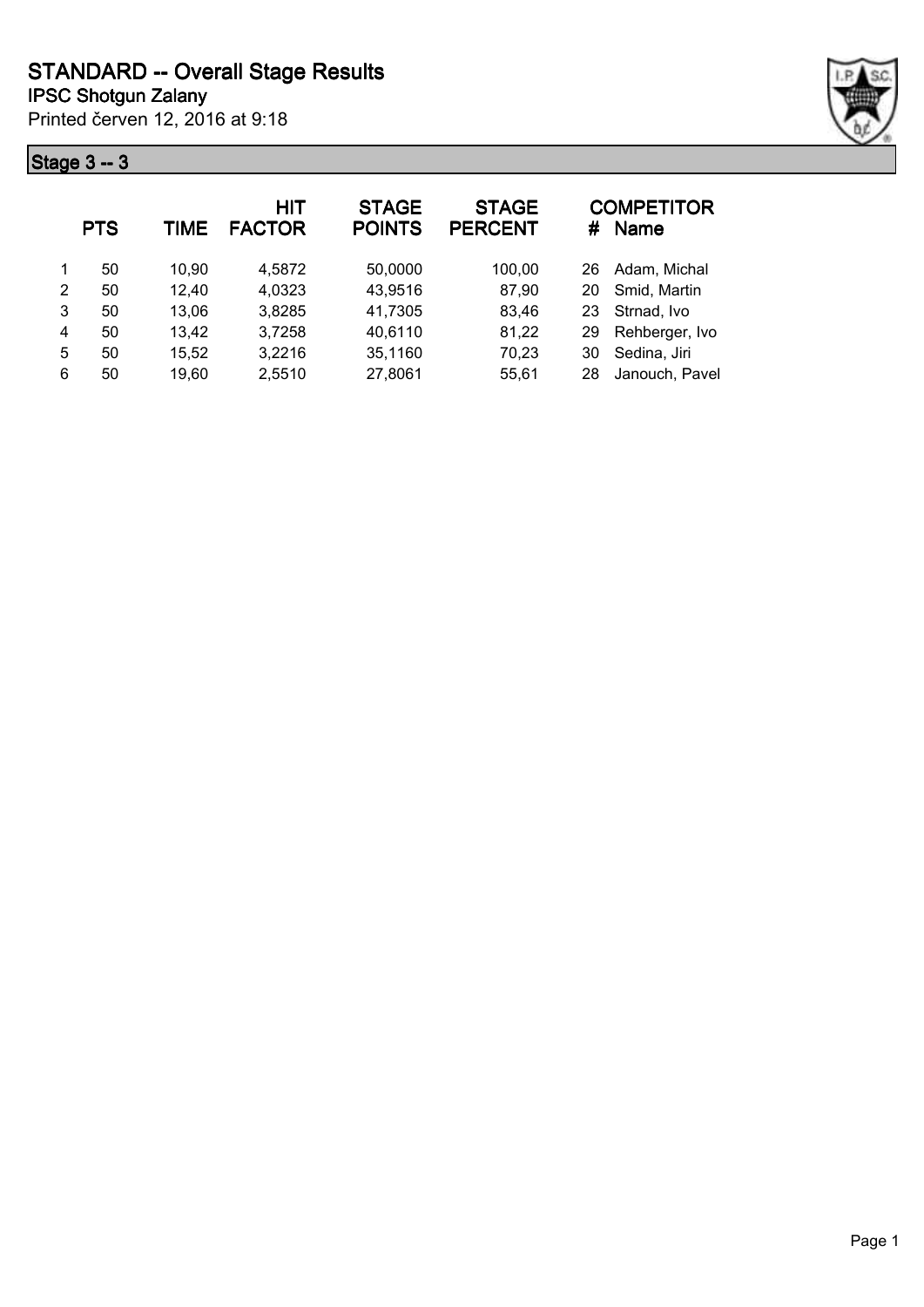# STANDARD -- Overall Stage Results

## IPSC Shotgun Zalany

Printed červen 12, 2016 at 9:18

### Stage 3 -- 3

| | PTS | TIME | HIT FACTOR | STAGE POINTS | STAGE PERCENT | # | COMPETITOR Name |
|---|---|---|---|---|---|---|---|
| 1 | 50 | 10,90 | 4,5872 | 50,0000 | 100,00 | 26 | Adam, Michal |
| 2 | 50 | 12,40 | 4,0323 | 43,9516 | 87,90 | 20 | Smid, Martin |
| 3 | 50 | 13,06 | 3,8285 | 41,7305 | 83,46 | 23 | Strnad, Ivo |
| 4 | 50 | 13,42 | 3,7258 | 40,6110 | 81,22 | 29 | Rehberger, Ivo |
| 5 | 50 | 15,52 | 3,2216 | 35,1160 | 70,23 | 30 | Sedina, Jiri |
| 6 | 50 | 19,60 | 2,5510 | 27,8061 | 55,61 | 28 | Janouch, Pavel |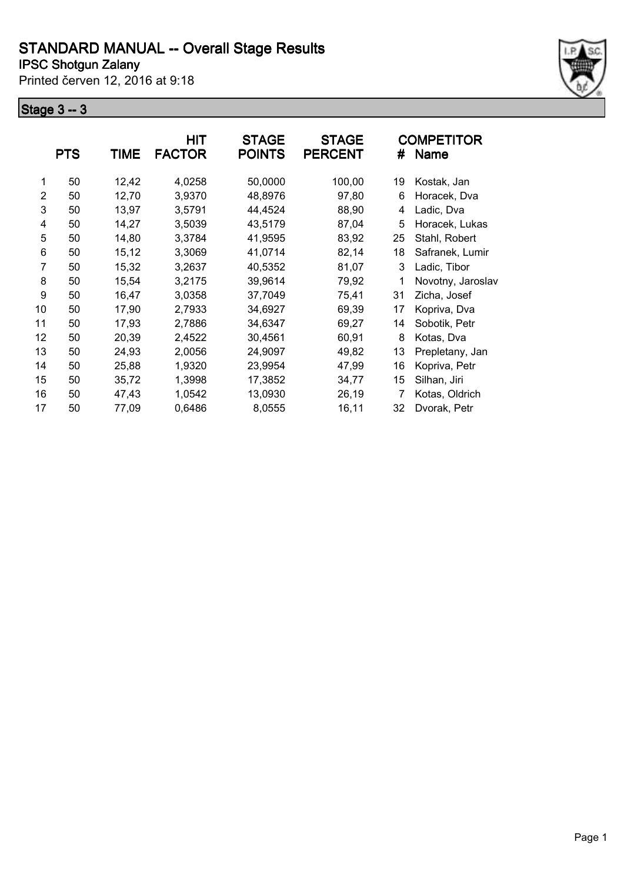# STANDARD MANUAL -- Overall Stage Results

**IPSC Shotgun Zalany**

Printed červen 12, 2016 at 9:18

## Stage 3 -- 3

| | PTS | TIME | HIT FACTOR | STAGE POINTS | STAGE PERCENT | # | COMPETITOR Name |
|---|---|---|---|---|---|---|---|
| 1 | 50 | 12,42 | 4,0258 | 50,0000 | 100,00 | 19 | Kostak, Jan |
| 2 | 50 | 12,70 | 3,9370 | 48,8976 | 97,80 | 6 | Horacek, Dva |
| 3 | 50 | 13,97 | 3,5791 | 44,4524 | 88,90 | 4 | Ladic, Dva |
| 4 | 50 | 14,27 | 3,5039 | 43,5179 | 87,04 | 5 | Horacek, Lukas |
| 5 | 50 | 14,80 | 3,3784 | 41,9595 | 83,92 | 25 | Stahl, Robert |
| 6 | 50 | 15,12 | 3,3069 | 41,0714 | 82,14 | 18 | Safranek, Lumir |
| 7 | 50 | 15,32 | 3,2637 | 40,5352 | 81,07 | 3 | Ladic, Tibor |
| 8 | 50 | 15,54 | 3,2175 | 39,9614 | 79,92 | 1 | Novotny, Jaroslav |
| 9 | 50 | 16,47 | 3,0358 | 37,7049 | 75,41 | 31 | Zicha, Josef |
| 10 | 50 | 17,90 | 2,7933 | 34,6927 | 69,39 | 17 | Kopriva, Dva |
| 11 | 50 | 17,93 | 2,7886 | 34,6347 | 69,27 | 14 | Sobotik, Petr |
| 12 | 50 | 20,39 | 2,4522 | 30,4561 | 60,91 | 8 | Kotas, Dva |
| 13 | 50 | 24,93 | 2,0056 | 24,9097 | 49,82 | 13 | Prepletany, Jan |
| 14 | 50 | 25,88 | 1,9320 | 23,9954 | 47,99 | 16 | Kopriva, Petr |
| 15 | 50 | 35,72 | 1,3998 | 17,3852 | 34,77 | 15 | Silhan, Jiri |
| 16 | 50 | 47,43 | 1,0542 | 13,0930 | 26,19 | 7 | Kotas, Oldrich |
| 17 | 50 | 77,09 | 0,6486 | 8,0555 | 16,11 | 32 | Dvorak, Petr |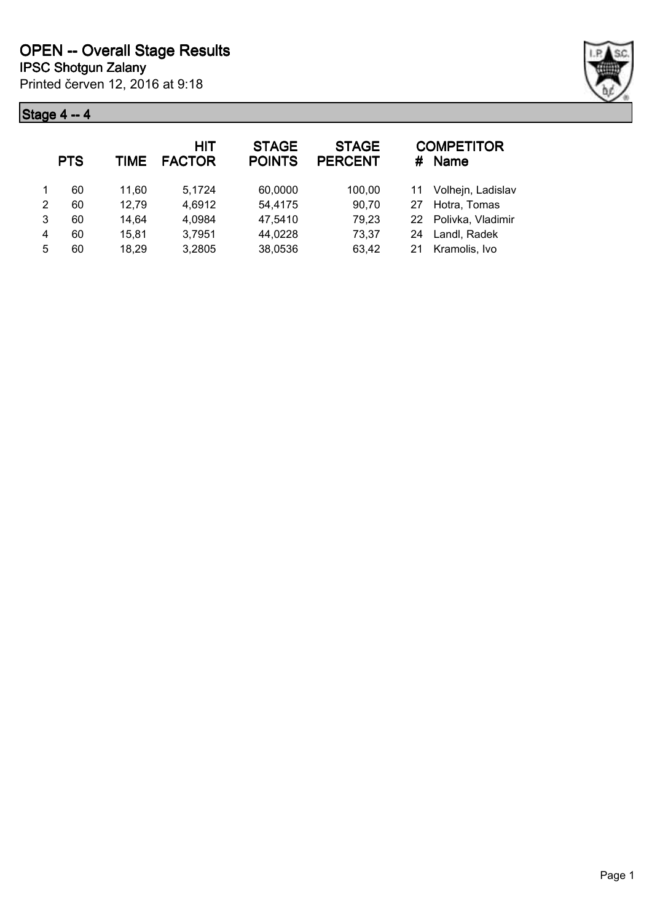# OPEN -- Overall Stage Results

## IPSC Shotgun Zalany

Printed červen 12, 2016 at 9:18

### Stage 4 -- 4

| | PTS | TIME | HIT FACTOR | STAGE POINTS | STAGE PERCENT | # | COMPETITOR Name |
|---|---|---|---|---|---|---|---|
| 1 | 60 | 11,60 | 5,1724 | 60,0000 | 100,00 | 11 | Volhejn, Ladislav |
| 2 | 60 | 12,79 | 4,6912 | 54,4175 | 90,70 | 27 | Hotra, Tomas |
| 3 | 60 | 14,64 | 4,0984 | 47,5410 | 79,23 | 22 | Polivka, Vladimir |
| 4 | 60 | 15,81 | 3,7951 | 44,0228 | 73,37 | 24 | Landl, Radek |
| 5 | 60 | 18,29 | 3,2805 | 38,0536 | 63,42 | 21 | Kramolis, Ivo |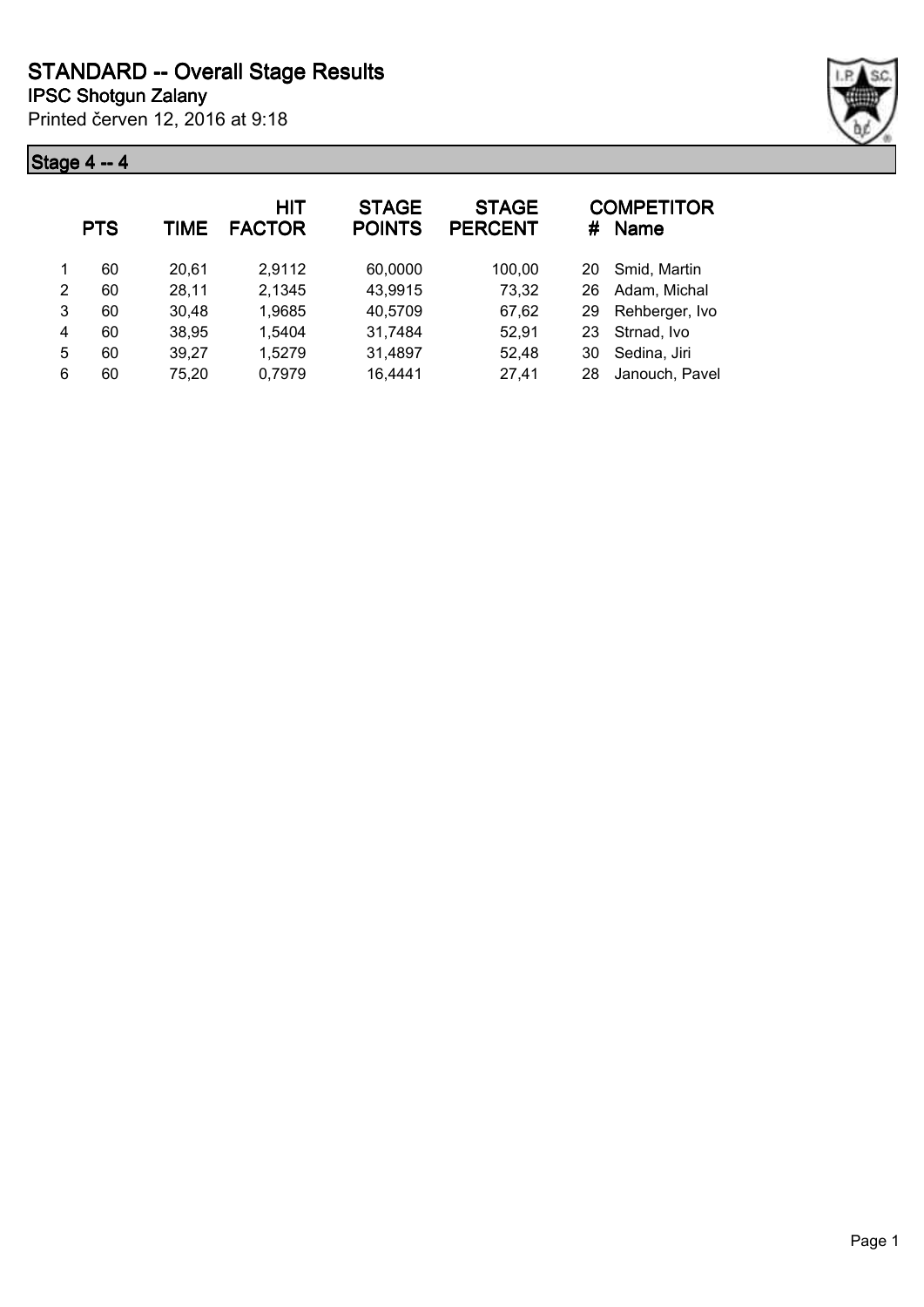# STANDARD -- Overall Stage Results

## IPSC Shotgun Zalany

Printed červen 12, 2016 at 9:18

### Stage 4 -- 4

| | PTS | TIME | HIT FACTOR | STAGE POINTS | STAGE PERCENT | # | COMPETITOR Name |
|---|---|---|---|---|---|---|---|
| 1 | 60 | 20,61 | 2,9112 | 60,0000 | 100,00 | 20 | Smid, Martin |
| 2 | 60 | 28,11 | 2,1345 | 43,9915 | 73,32 | 26 | Adam, Michal |
| 3 | 60 | 30,48 | 1,9685 | 40,5709 | 67,62 | 29 | Rehberger, Ivo |
| 4 | 60 | 38,95 | 1,5404 | 31,7484 | 52,91 | 23 | Strnad, Ivo |
| 5 | 60 | 39,27 | 1,5279 | 31,4897 | 52,48 | 30 | Sedina, Jiri |
| 6 | 60 | 75,20 | 0,7979 | 16,4441 | 27,41 | 28 | Janouch, Pavel |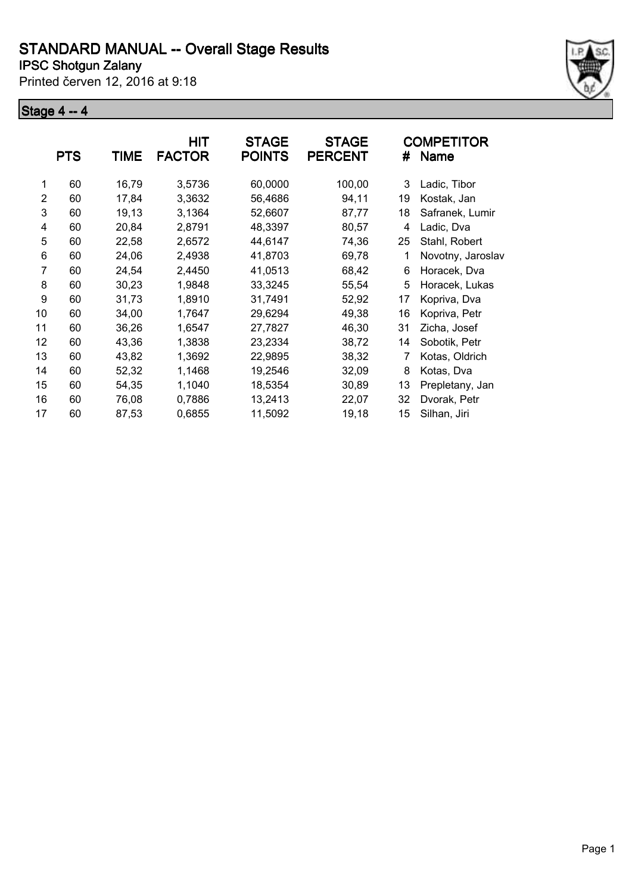# STANDARD MANUAL -- Overall Stage Results

## IPSC Shotgun Zalany

Printed červen 12, 2016 at 9:18

### Stage 4 -- 4

| | PTS | TIME | HIT FACTOR | STAGE POINTS | STAGE PERCENT | # | COMPETITOR Name |
|---|---|---|---|---|---|---|---|
| 1 | 60 | 16,79 | 3,5736 | 60,0000 | 100,00 | 3 | Ladic, Tibor |
| 2 | 60 | 17,84 | 3,3632 | 56,4686 | 94,11 | 19 | Kostak, Jan |
| 3 | 60 | 19,13 | 3,1364 | 52,6607 | 87,77 | 18 | Safranek, Lumir |
| 4 | 60 | 20,84 | 2,8791 | 48,3397 | 80,57 | 4 | Ladic, Dva |
| 5 | 60 | 22,58 | 2,6572 | 44,6147 | 74,36 | 25 | Stahl, Robert |
| 6 | 60 | 24,06 | 2,4938 | 41,8703 | 69,78 | 1 | Novotny, Jaroslav |
| 7 | 60 | 24,54 | 2,4450 | 41,0513 | 68,42 | 6 | Horacek, Dva |
| 8 | 60 | 30,23 | 1,9848 | 33,3245 | 55,54 | 5 | Horacek, Lukas |
| 9 | 60 | 31,73 | 1,8910 | 31,7491 | 52,92 | 17 | Kopriva, Dva |
| 10 | 60 | 34,00 | 1,7647 | 29,6294 | 49,38 | 16 | Kopriva, Petr |
| 11 | 60 | 36,26 | 1,6547 | 27,7827 | 46,30 | 31 | Zicha, Josef |
| 12 | 60 | 43,36 | 1,3838 | 23,2334 | 38,72 | 14 | Sobotik, Petr |
| 13 | 60 | 43,82 | 1,3692 | 22,9895 | 38,32 | 7 | Kotas, Oldrich |
| 14 | 60 | 52,32 | 1,1468 | 19,2546 | 32,09 | 8 | Kotas, Dva |
| 15 | 60 | 54,35 | 1,1040 | 18,5354 | 30,89 | 13 | Prepletany, Jan |
| 16 | 60 | 76,08 | 0,7886 | 13,2413 | 22,07 | 32 | Dvorak, Petr |
| 17 | 60 | 87,53 | 0,6855 | 11,5092 | 19,18 | 15 | Silhan, Jiri |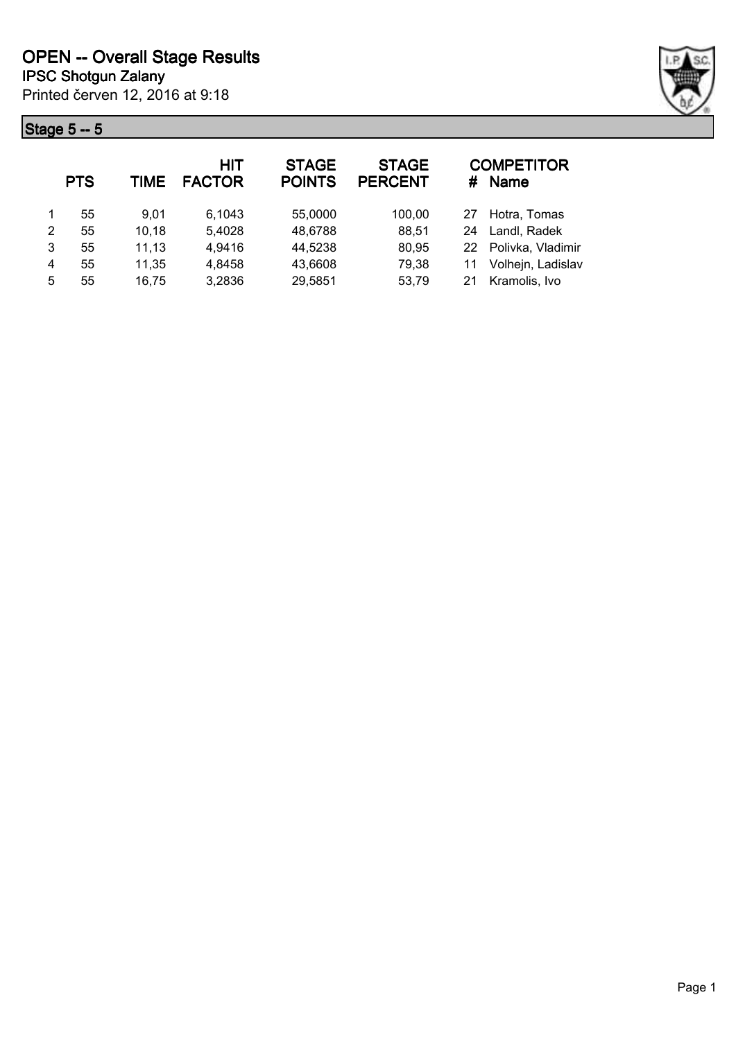# OPEN -- Overall Stage Results

## IPSC Shotgun Zalany

Printed červen 12, 2016 at 9:18

### Stage 5 -- 5

| | PTS | TIME | HIT FACTOR | STAGE POINTS | STAGE PERCENT | # | COMPETITOR Name |
|---|---|---|---|---|---|---|---|
| 1 | 55 | 9,01 | 6,1043 | 55,0000 | 100,00 | 27 | Hotra, Tomas |
| 2 | 55 | 10,18 | 5,4028 | 48,6788 | 88,51 | 24 | Landl, Radek |
| 3 | 55 | 11,13 | 4,9416 | 44,5238 | 80,95 | 22 | Polivka, Vladimir |
| 4 | 55 | 11,35 | 4,8458 | 43,6608 | 79,38 | 11 | Volhejn, Ladislav |
| 5 | 55 | 16,75 | 3,2836 | 29,5851 | 53,79 | 21 | Kramolis, Ivo |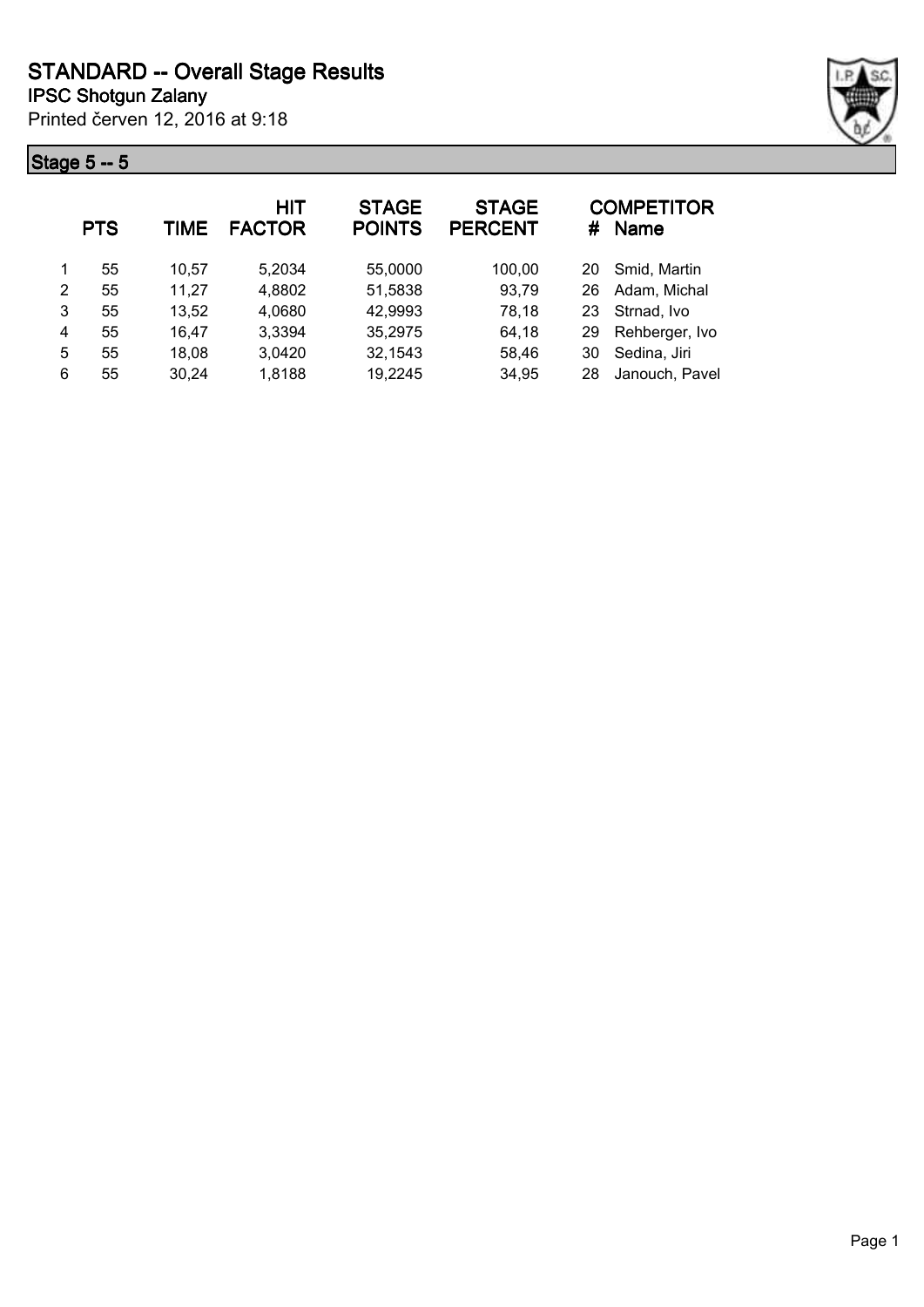# STANDARD -- Overall Stage Results

## IPSC Shotgun Zalany

Printed červen 12, 2016 at 9:18

### Stage 5 -- 5

| | PTS | TIME | HIT FACTOR | STAGE POINTS | STAGE PERCENT | # | COMPETITOR Name |
|---|---|---|---|---|---|---|---|
| 1 | 55 | 10,57 | 5,2034 | 55,0000 | 100,00 | 20 | Smid, Martin |
| 2 | 55 | 11,27 | 4,8802 | 51,5838 | 93,79 | 26 | Adam, Michal |
| 3 | 55 | 13,52 | 4,0680 | 42,9993 | 78,18 | 23 | Strnad, Ivo |
| 4 | 55 | 16,47 | 3,3394 | 35,2975 | 64,18 | 29 | Rehberger, Ivo |
| 5 | 55 | 18,08 | 3,0420 | 32,1543 | 58,46 | 30 | Sedina, Jiri |
| 6 | 55 | 30,24 | 1,8188 | 19,2245 | 34,95 | 28 | Janouch, Pavel |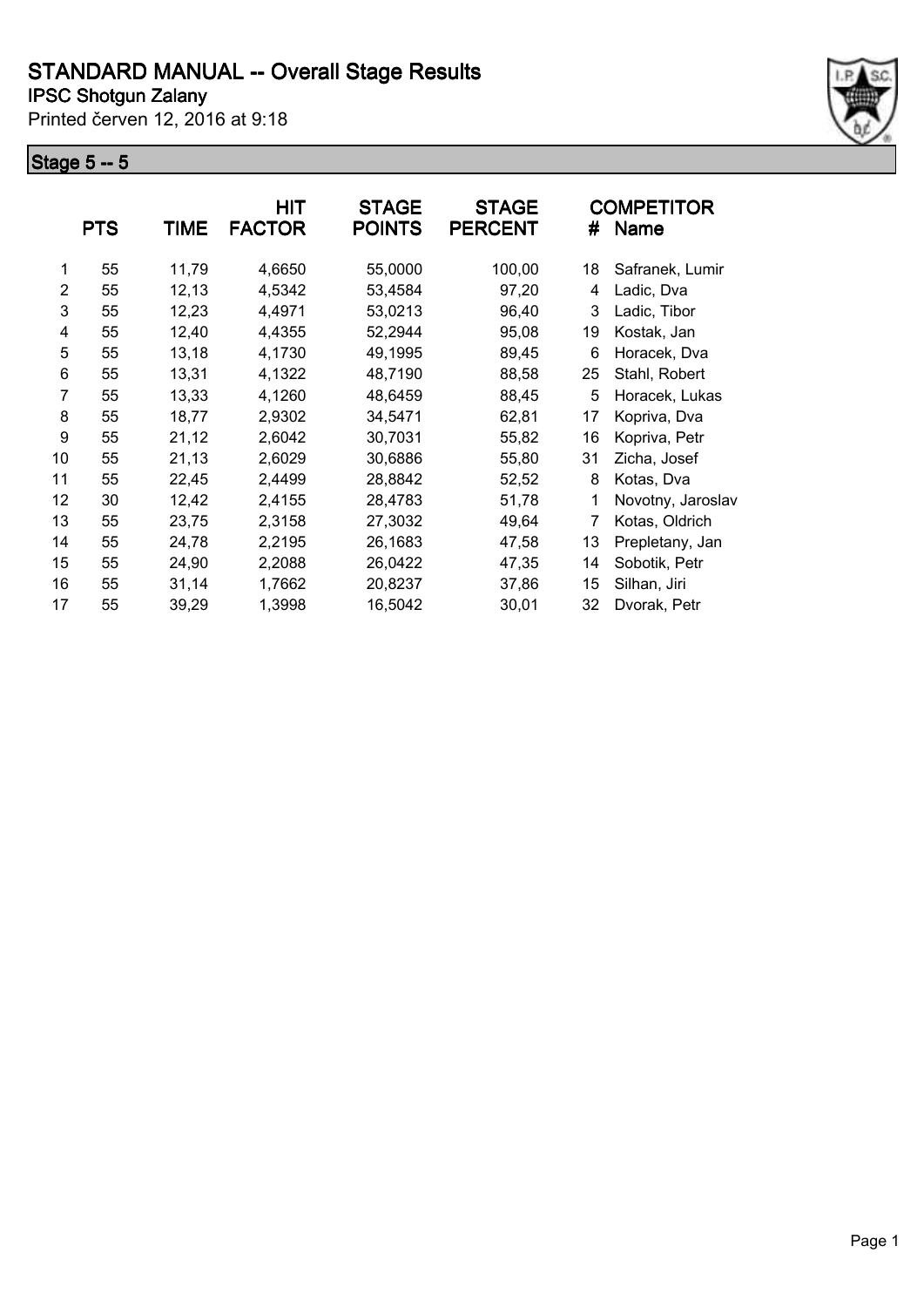# STANDARD MANUAL -- Overall Stage Results

**IPSC Shotgun Zalany**

Printed červen 12, 2016 at 9:18

## Stage 5 -- 5

| | PTS | TIME | HIT FACTOR | STAGE POINTS | STAGE PERCENT | # | COMPETITOR Name |
|---|---|---|---|---|---|---|---|
| 1 | 55 | 11,79 | 4,6650 | 55,0000 | 100,00 | 18 | Safranek, Lumir |
| 2 | 55 | 12,13 | 4,5342 | 53,4584 | 97,20 | 4 | Ladic, Dva |
| 3 | 55 | 12,23 | 4,4971 | 53,0213 | 96,40 | 3 | Ladic, Tibor |
| 4 | 55 | 12,40 | 4,4355 | 52,2944 | 95,08 | 19 | Kostak, Jan |
| 5 | 55 | 13,18 | 4,1730 | 49,1995 | 89,45 | 6 | Horacek, Dva |
| 6 | 55 | 13,31 | 4,1322 | 48,7190 | 88,58 | 25 | Stahl, Robert |
| 7 | 55 | 13,33 | 4,1260 | 48,6459 | 88,45 | 5 | Horacek, Lukas |
| 8 | 55 | 18,77 | 2,9302 | 34,5471 | 62,81 | 17 | Kopriva, Dva |
| 9 | 55 | 21,12 | 2,6042 | 30,7031 | 55,82 | 16 | Kopriva, Petr |
| 10 | 55 | 21,13 | 2,6029 | 30,6886 | 55,80 | 31 | Zicha, Josef |
| 11 | 55 | 22,45 | 2,4499 | 28,8842 | 52,52 | 8 | Kotas, Dva |
| 12 | 30 | 12,42 | 2,4155 | 28,4783 | 51,78 | 1 | Novotny, Jaroslav |
| 13 | 55 | 23,75 | 2,3158 | 27,3032 | 49,64 | 7 | Kotas, Oldrich |
| 14 | 55 | 24,78 | 2,2195 | 26,1683 | 47,58 | 13 | Prepletany, Jan |
| 15 | 55 | 24,90 | 2,2088 | 26,0422 | 47,35 | 14 | Sobotik, Petr |
| 16 | 55 | 31,14 | 1,7662 | 20,8237 | 37,86 | 15 | Silhan, Jiri |
| 17 | 55 | 39,29 | 1,3998 | 16,5042 | 30,01 | 32 | Dvorak, Petr |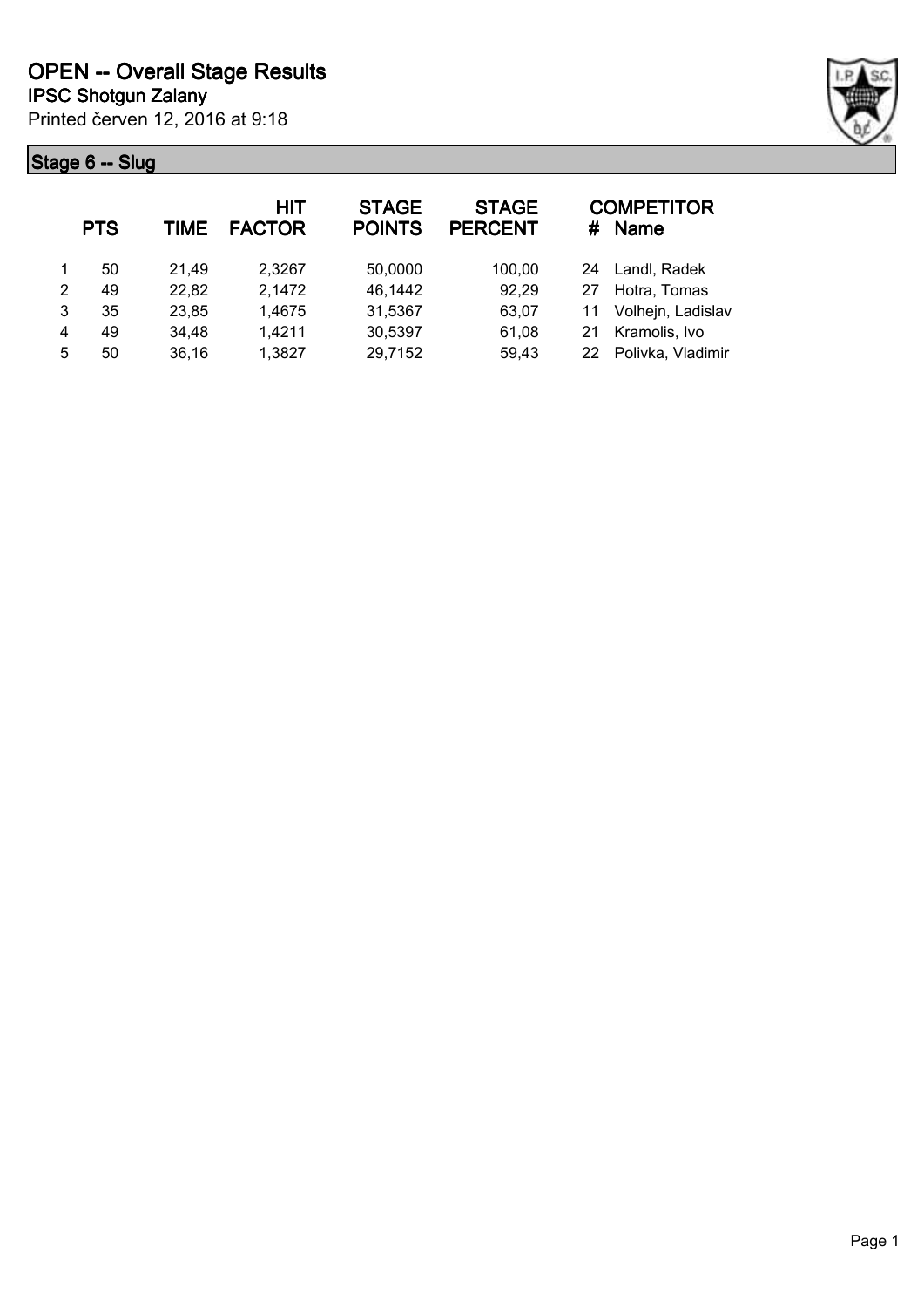# OPEN -- Overall Stage Results

**IPSC Shotgun Zalany**

Printed červen 12, 2016 at 9:18

## Stage 6 -- Slug

| | PTS | TIME | HIT FACTOR | STAGE POINTS | STAGE PERCENT | # | COMPETITOR Name |
|---|---|---|---|---|---|---|---|
| 1 | 50 | 21,49 | 2,3267 | 50,0000 | 100,00 | 24 | Landl, Radek |
| 2 | 49 | 22,82 | 2,1472 | 46,1442 | 92,29 | 27 | Hotra, Tomas |
| 3 | 35 | 23,85 | 1,4675 | 31,5367 | 63,07 | 11 | Volhejn, Ladislav |
| 4 | 49 | 34,48 | 1,4211 | 30,5397 | 61,08 | 21 | Kramolis, Ivo |
| 5 | 50 | 36,16 | 1,3827 | 29,7152 | 59,43 | 22 | Polivka, Vladimir |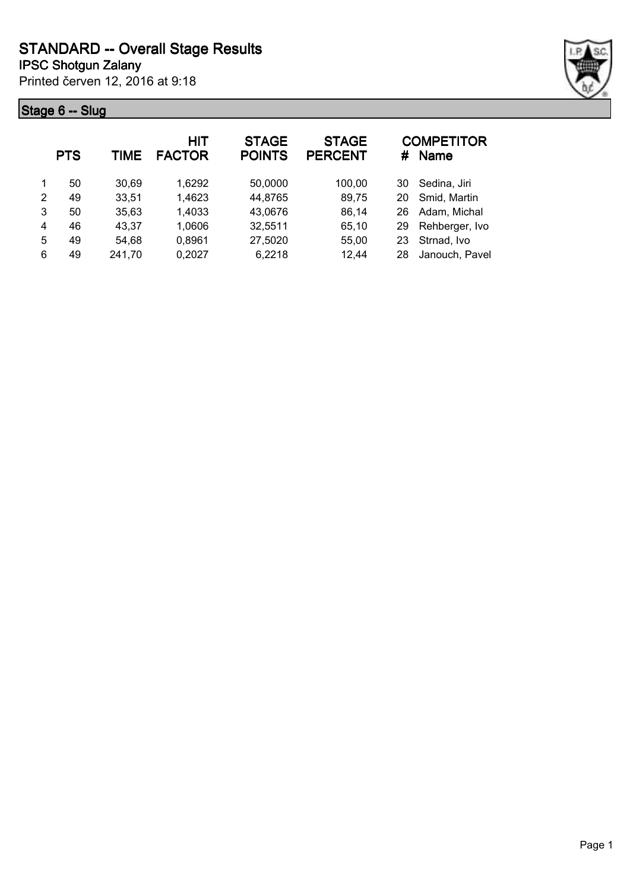# STANDARD -- Overall Stage Results

## IPSC Shotgun Zalany

Printed červen 12, 2016 at 9:18

### Stage 6 -- Slug

| | PTS | TIME | HIT FACTOR | STAGE POINTS | STAGE PERCENT | # | COMPETITOR Name |
|---|---|---|---|---|---|---|---|
| 1 | 50 | 30,69 | 1,6292 | 50,0000 | 100,00 | 30 | Sedina, Jiri |
| 2 | 49 | 33,51 | 1,4623 | 44,8765 | 89,75 | 20 | Smid, Martin |
| 3 | 50 | 35,63 | 1,4033 | 43,0676 | 86,14 | 26 | Adam, Michal |
| 4 | 46 | 43,37 | 1,0606 | 32,5511 | 65,10 | 29 | Rehberger, Ivo |
| 5 | 49 | 54,68 | 0,8961 | 27,5020 | 55,00 | 23 | Strnad, Ivo |
| 6 | 49 | 241,70 | 0,2027 | 6,2218 | 12,44 | 28 | Janouch, Pavel |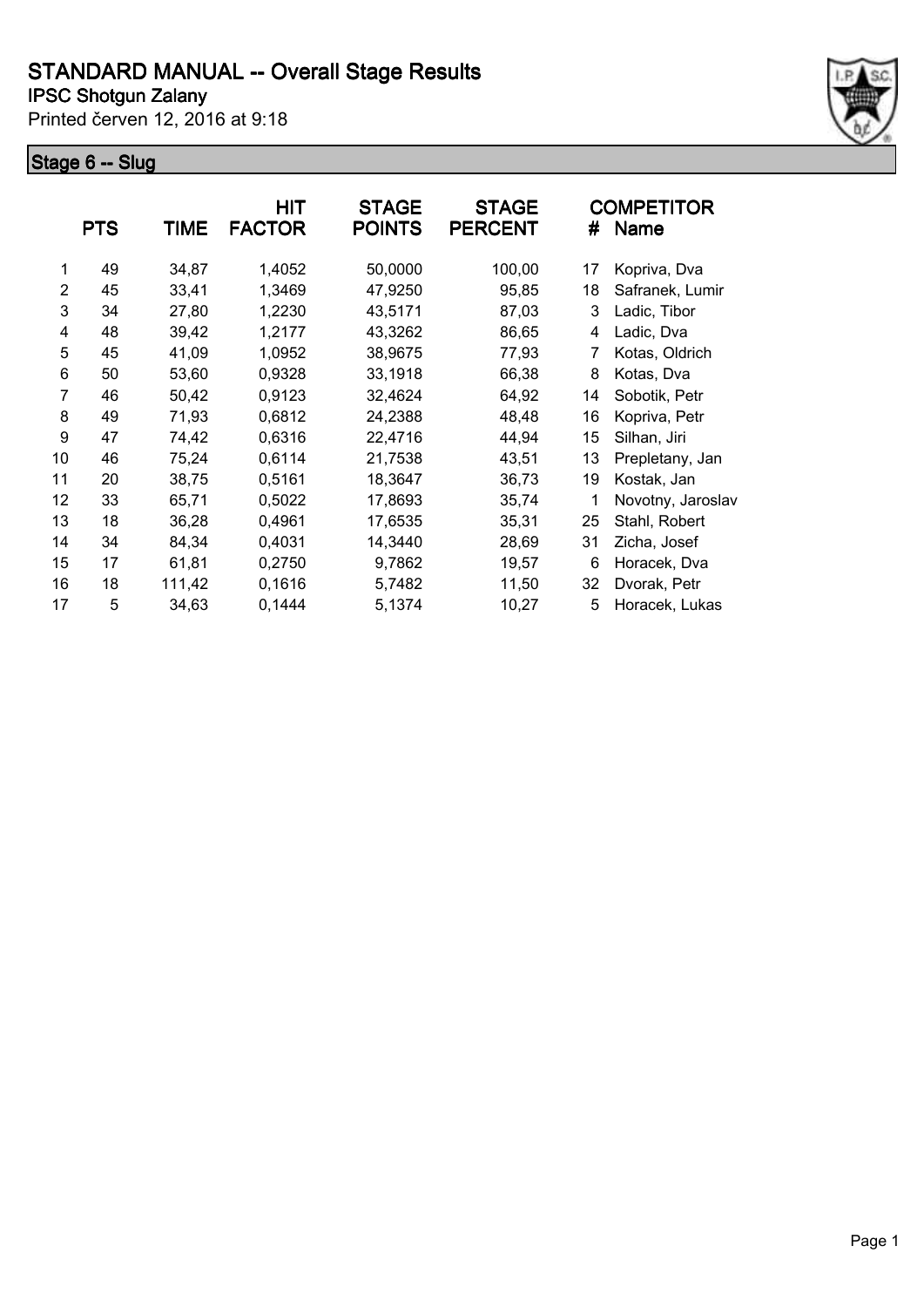# STANDARD MANUAL -- Overall Stage Results

**IPSC Shotgun Zalany**

Printed červen 12, 2016 at 9:18

## Stage 6 -- Slug

| | PTS | TIME | HIT FACTOR | STAGE POINTS | STAGE PERCENT | # | COMPETITOR Name |
|---|---|---|---|---|---|---|---|
| 1 | 49 | 34,87 | 1,4052 | 50,0000 | 100,00 | 17 | Kopriva, Dva |
| 2 | 45 | 33,41 | 1,3469 | 47,9250 | 95,85 | 18 | Safranek, Lumir |
| 3 | 34 | 27,80 | 1,2230 | 43,5171 | 87,03 | 3 | Ladic, Tibor |
| 4 | 48 | 39,42 | 1,2177 | 43,3262 | 86,65 | 4 | Ladic, Dva |
| 5 | 45 | 41,09 | 1,0952 | 38,9675 | 77,93 | 7 | Kotas, Oldrich |
| 6 | 50 | 53,60 | 0,9328 | 33,1918 | 66,38 | 8 | Kotas, Dva |
| 7 | 46 | 50,42 | 0,9123 | 32,4624 | 64,92 | 14 | Sobotik, Petr |
| 8 | 49 | 71,93 | 0,6812 | 24,2388 | 48,48 | 16 | Kopriva, Petr |
| 9 | 47 | 74,42 | 0,6316 | 22,4716 | 44,94 | 15 | Silhan, Jiri |
| 10 | 46 | 75,24 | 0,6114 | 21,7538 | 43,51 | 13 | Prepletany, Jan |
| 11 | 20 | 38,75 | 0,5161 | 18,3647 | 36,73 | 19 | Kostak, Jan |
| 12 | 33 | 65,71 | 0,5022 | 17,8693 | 35,74 | 1 | Novotny, Jaroslav |
| 13 | 18 | 36,28 | 0,4961 | 17,6535 | 35,31 | 25 | Stahl, Robert |
| 14 | 34 | 84,34 | 0,4031 | 14,3440 | 28,69 | 31 | Zicha, Josef |
| 15 | 17 | 61,81 | 0,2750 | 9,7862 | 19,57 | 6 | Horacek, Dva |
| 16 | 18 | 111,42 | 0,1616 | 5,7482 | 11,50 | 32 | Dvorak, Petr |
| 17 | 5 | 34,63 | 0,1444 | 5,1374 | 10,27 | 5 | Horacek, Lukas |